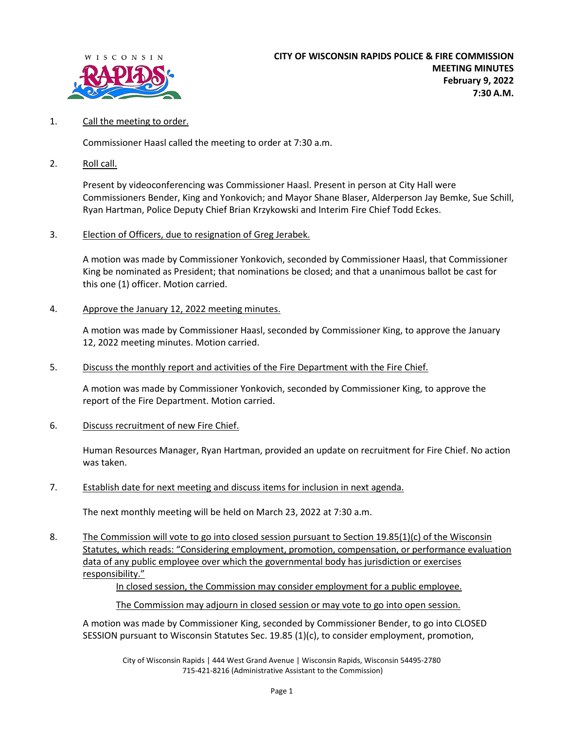**CITY OF WISCONSIN RAPIDS POLICE & FIRE COMMISSION**
**MEETING MINUTES**
**February 9, 2022**
**7:30 A.M.**

1. Call the meeting to order.

   Commissioner Haasl called the meeting to order at 7:30 a.m.

2. Roll call.

   Present by videoconferencing was Commissioner Haasl. Present in person at City Hall were Commissioners Bender, King and Yonkovich; and Mayor Shane Blaser, Alderperson Jay Bemke, Sue Schill, Ryan Hartman, Police Deputy Chief Brian Krzykowski and Interim Fire Chief Todd Eckes.

3. Election of Officers, due to resignation of Greg Jerabek.

   A motion was made by Commissioner Yonkovich, seconded by Commissioner Haasl, that Commissioner King be nominated as President; that nominations be closed; and that a unanimous ballot be cast for this one (1) officer. Motion carried.

4. Approve the January 12, 2022 meeting minutes.

   A motion was made by Commissioner Haasl, seconded by Commissioner King, to approve the January 12, 2022 meeting minutes. Motion carried.

5. Discuss the monthly report and activities of the Fire Department with the Fire Chief.

   A motion was made by Commissioner Yonkovich, seconded by Commissioner King, to approve the report of the Fire Department. Motion carried.

6. Discuss recruitment of new Fire Chief.

   Human Resources Manager, Ryan Hartman, provided an update on recruitment for Fire Chief. No action was taken.

7. Establish date for next meeting and discuss items for inclusion in next agenda.

   The next monthly meeting will be held on March 23, 2022 at 7:30 a.m.

8. The Commission will vote to go into closed session pursuant to Section 19.85(1)(c) of the Wisconsin Statutes, which reads: "Considering employment, promotion, compensation, or performance evaluation data of any public employee over which the governmental body has jurisdiction or exercises responsibility."

   In closed session, the Commission may consider employment for a public employee.

   The Commission may adjourn in closed session or may vote to go into open session.

   A motion was made by Commissioner King, seconded by Commissioner Bender, to go into CLOSED SESSION pursuant to Wisconsin Statutes Sec. 19.85 (1)(c), to consider employment, promotion,

City of Wisconsin Rapids | 444 West Grand Avenue | Wisconsin Rapids, Wisconsin 54495-2780
715-421-8216 (Administrative Assistant to the Commission)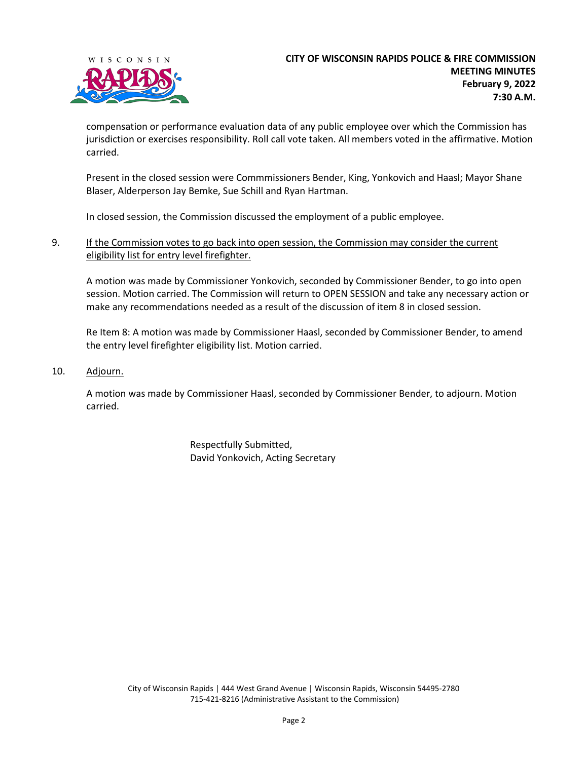compensation or performance evaluation data of any public employee over which the Commission has jurisdiction or exercises responsibility. Roll call vote taken. All members voted in the affirmative. Motion carried.

Present in the closed session were Commmissioners Bender, King, Yonkovich and Haasl; Mayor Shane Blaser, Alderperson Jay Bemke, Sue Schill and Ryan Hartman.

In closed session, the Commission discussed the employment of a public employee.

9. <u>If the Commission votes to go back into open session, the Commission may consider the current eligibility list for entry level firefighter.</u>

   A motion was made by Commissioner Yonkovich, seconded by Commissioner Bender, to go into open session. Motion carried. The Commission will return to OPEN SESSION and take any necessary action or make any recommendations needed as a result of the discussion of item 8 in closed session.

   Re Item 8: A motion was made by Commissioner Haasl, seconded by Commissioner Bender, to amend the entry level firefighter eligibility list. Motion carried.

10. <u>Adjourn.</u>

    A motion was made by Commissioner Haasl, seconded by Commissioner Bender, to adjourn. Motion carried.

Respectfully Submitted,
David Yonkovich, Acting Secretary